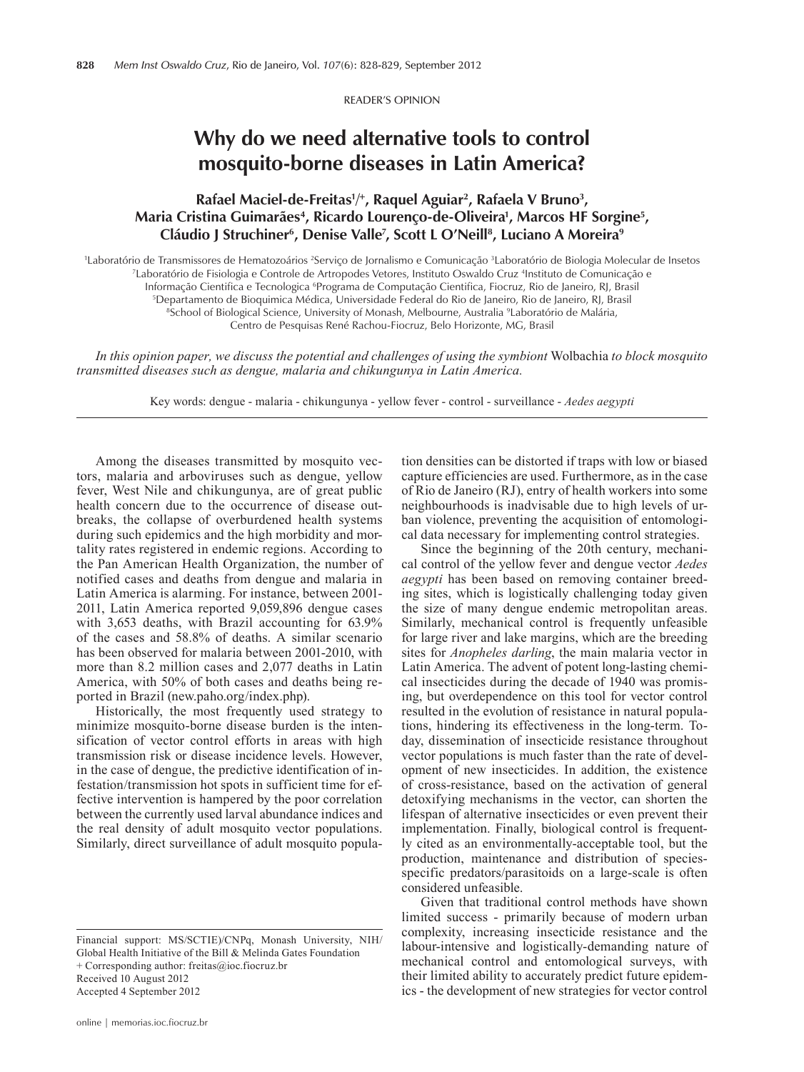READER'S OPINION

# Why do we need alternative tools to control mosquito-borne diseases in Latin America?

**Rafael Maciel-de-Freitas[1]/+, Raquel Aguiar[2], Rafaela V Bruno[3], Maria Cristina Guimarães[4], Ricardo Lourenço-de-Oliveira[1], Marcos HF Sorgine[5], Cláudio J Struchiner[6], Denise Valle[7], Scott L O'Neill[8], Luciano A Moreira[9]**

[1]Laboratório de Transmissores de Hematozoários [2]Serviço de Jornalismo e Comunicação [3]Laboratório de Biologia Molecular de Insetos [7]Laboratório de Fisiologia e Controle de Artropodes Vetores, Instituto Oswaldo Cruz [4]Instituto de Comunicação e Informação Cientifica e Tecnologica [6]Programa de Computação Cientifica, Fiocruz, Rio de Janeiro, RJ, Brasil [5]Departamento de Bioquimica Médica, Universidade Federal do Rio de Janeiro, Rio de Janeiro, RJ, Brasil [8]School of Biological Science, University of Monash, Melbourne, Australia [9]Laboratório de Malária, Centro de Pesquisas René Rachou-Fiocruz, Belo Horizonte, MG, Brasil

*In this opinion paper, we discuss the potential and challenges of using the symbiont* Wolbachia *to block mosquito transmitted diseases such as dengue, malaria and chikungunya in Latin America.*

Key words: dengue - malaria - chikungunya - yellow fever - control - surveillance - *Aedes aegypti*

---

Among the diseases transmitted by mosquito vectors, malaria and arboviruses such as dengue, yellow fever, West Nile and chikungunya, are of great public health concern due to the occurrence of disease outbreaks, the collapse of overburdened health systems during such epidemics and the high morbidity and mortality rates registered in endemic regions. According to the Pan American Health Organization, the number of notified cases and deaths from dengue and malaria in Latin America is alarming. For instance, between 2001-2011, Latin America reported 9,059,896 dengue cases with 3,653 deaths, with Brazil accounting for 63.9% of the cases and 58.8% of deaths. A similar scenario has been observed for malaria between 2001-2010, with more than 8.2 million cases and 2,077 deaths in Latin America, with 50% of both cases and deaths being reported in Brazil (new.paho.org/index.php).

Historically, the most frequently used strategy to minimize mosquito-borne disease burden is the intensification of vector control efforts in areas with high transmission risk or disease incidence levels. However, in the case of dengue, the predictive identification of infestation/transmission hot spots in sufficient time for effective intervention is hampered by the poor correlation between the currently used larval abundance indices and the real density of adult mosquito vector populations. Similarly, direct surveillance of adult mosquito population densities can be distorted if traps with low or biased capture efficiencies are used. Furthermore, as in the case of Rio de Janeiro (RJ), entry of health workers into some neighbourhoods is inadvisable due to high levels of urban violence, preventing the acquisition of entomological data necessary for implementing control strategies.

Since the beginning of the 20th century, mechanical control of the yellow fever and dengue vector *Aedes aegypti* has been based on removing container breeding sites, which is logistically challenging today given the size of many dengue endemic metropolitan areas. Similarly, mechanical control is frequently unfeasible for large river and lake margins, which are the breeding sites for *Anopheles darling*, the main malaria vector in Latin America. The advent of potent long-lasting chemical insecticides during the decade of 1940 was promising, but overdependence on this tool for vector control resulted in the evolution of resistance in natural populations, hindering its effectiveness in the long-term. Today, dissemination of insecticide resistance throughout vector populations is much faster than the rate of development of new insecticides. In addition, the existence of cross-resistance, based on the activation of general detoxifying mechanisms in the vector, can shorten the lifespan of alternative insecticides or even prevent their implementation. Finally, biological control is frequently cited as an environmentally-acceptable tool, but the production, maintenance and distribution of species-specific predators/parasitoids on a large-scale is often considered unfeasible.

Given that traditional control methods have shown limited success - primarily because of modern urban complexity, increasing insecticide resistance and the labour-intensive and logistically-demanding nature of mechanical control and entomological surveys, with their limited ability to accurately predict future epidemics - the development of new strategies for vector control

---

Financial support: MS/SCTIE)/CNPq, Monash University, NIH/Global Health Initiative of the Bill & Melinda Gates Foundation
+ Corresponding author: freitas@ioc.fiocruz.br
Received 10 August 2012
Accepted 4 September 2012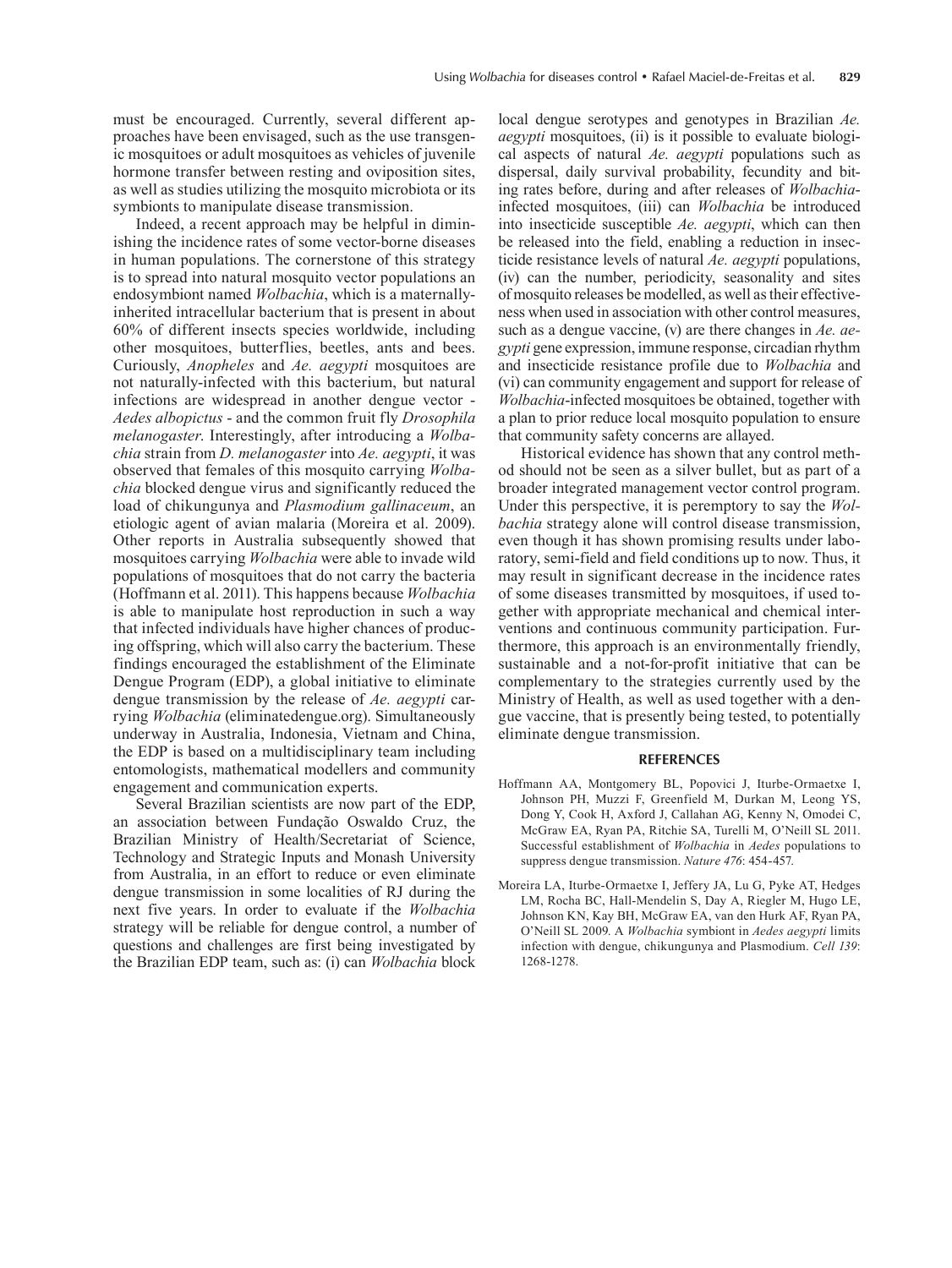must be encouraged. Currently, several different approaches have been envisaged, such as the use transgenic mosquitoes or adult mosquitoes as vehicles of juvenile hormone transfer between resting and oviposition sites, as well as studies utilizing the mosquito microbiota or its symbionts to manipulate disease transmission.

Indeed, a recent approach may be helpful in diminishing the incidence rates of some vector-borne diseases in human populations. The cornerstone of this strategy is to spread into natural mosquito vector populations an endosymbiont named *Wolbachia*, which is a maternally-inherited intracellular bacterium that is present in about 60% of different insects species worldwide, including other mosquitoes, butterflies, beetles, ants and bees. Curiously, *Anopheles* and *Ae. aegypti* mosquitoes are not naturally-infected with this bacterium, but natural infections are widespread in another dengue vector - *Aedes albopictus* - and the common fruit fly *Drosophila melanogaster*. Interestingly, after introducing a *Wolbachia* strain from *D. melanogaster* into *Ae. aegypti*, it was observed that females of this mosquito carrying *Wolbachia* blocked dengue virus and significantly reduced the load of chikungunya and *Plasmodium gallinaceum*, an etiologic agent of avian malaria (Moreira et al. 2009). Other reports in Australia subsequently showed that mosquitoes carrying *Wolbachia* were able to invade wild populations of mosquitoes that do not carry the bacteria (Hoffmann et al. 2011). This happens because *Wolbachia* is able to manipulate host reproduction in such a way that infected individuals have higher chances of producing offspring, which will also carry the bacterium. These findings encouraged the establishment of the Eliminate Dengue Program (EDP), a global initiative to eliminate dengue transmission by the release of *Ae. aegypti* carrying *Wolbachia* (eliminatedengue.org). Simultaneously underway in Australia, Indonesia, Vietnam and China, the EDP is based on a multidisciplinary team including entomologists, mathematical modellers and community engagement and communication experts.

Several Brazilian scientists are now part of the EDP, an association between Fundação Oswaldo Cruz, the Brazilian Ministry of Health/Secretariat of Science, Technology and Strategic Inputs and Monash University from Australia, in an effort to reduce or even eliminate dengue transmission in some localities of RJ during the next five years. In order to evaluate if the *Wolbachia* strategy will be reliable for dengue control, a number of questions and challenges are first being investigated by the Brazilian EDP team, such as: (i) can *Wolbachia* block local dengue serotypes and genotypes in Brazilian *Ae. aegypti* mosquitoes, (ii) is it possible to evaluate biological aspects of natural *Ae. aegypti* populations such as dispersal, daily survival probability, fecundity and biting rates before, during and after releases of *Wolbachia*-infected mosquitoes, (iii) can *Wolbachia* be introduced into insecticide susceptible *Ae. aegypti*, which can then be released into the field, enabling a reduction in insecticide resistance levels of natural *Ae. aegypti* populations, (iv) can the number, periodicity, seasonality and sites of mosquito releases be modelled, as well as their effectiveness when used in association with other control measures, such as a dengue vaccine, (v) are there changes in *Ae. aegypti* gene expression, immune response, circadian rhythm and insecticide resistance profile due to *Wolbachia* and (vi) can community engagement and support for release of *Wolbachia*-infected mosquitoes be obtained, together with a plan to prior reduce local mosquito population to ensure that community safety concerns are allayed.

Historical evidence has shown that any control method should not be seen as a silver bullet, but as part of a broader integrated management vector control program. Under this perspective, it is peremptory to say the *Wolbachia* strategy alone will control disease transmission, even though it has shown promising results under laboratory, semi-field and field conditions up to now. Thus, it may result in significant decrease in the incidence rates of some diseases transmitted by mosquitoes, if used together with appropriate mechanical and chemical interventions and continuous community participation. Furthermore, this approach is an environmentally friendly, sustainable and a not-for-profit initiative that can be complementary to the strategies currently used by the Ministry of Health, as well as used together with a dengue vaccine, that is presently being tested, to potentially eliminate dengue transmission.

## REFERENCES

Hoffmann AA, Montgomery BL, Popovici J, Iturbe-Ormaetxe I, Johnson PH, Muzzi F, Greenfield M, Durkan M, Leong YS, Dong Y, Cook H, Axford J, Callahan AG, Kenny N, Omodei C, McGraw EA, Ryan PA, Ritchie SA, Turelli M, O'Neill SL 2011. Successful establishment of *Wolbachia* in *Aedes* populations to suppress dengue transmission. *Nature 476*: 454-457.

Moreira LA, Iturbe-Ormaetxe I, Jeffery JA, Lu G, Pyke AT, Hedges LM, Rocha BC, Hall-Mendelin S, Day A, Riegler M, Hugo LE, Johnson KN, Kay BH, McGraw EA, van den Hurk AF, Ryan PA, O'Neill SL 2009. A *Wolbachia* symbiont in *Aedes aegypti* limits infection with dengue, chikungunya and Plasmodium. *Cell 139*: 1268-1278.